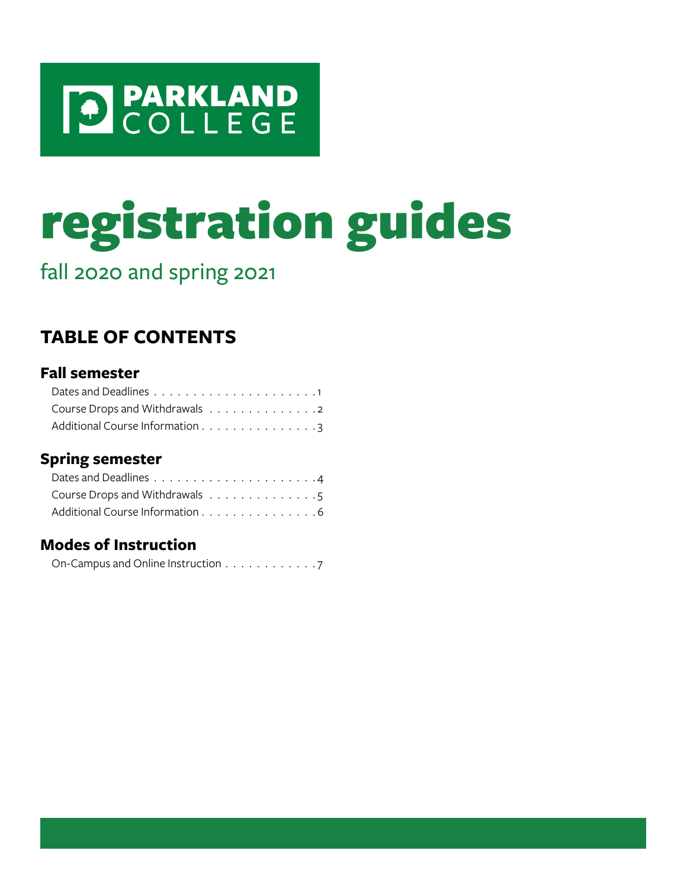PARKLAND COLLEGE

# registration guides

fall 2020 and spring 2021

## TABLE OF CONTENTS

### Fall semester

- Dates and Deadlines . . . . . . . . . . . . . . . . . . . . . 1
- Course Drops and Withdrawals . . . . . . . . . . . . . . 2
- Additional Course Information . . . . . . . . . . . . . . . 3

### Spring semester

- Dates and Deadlines . . . . . . . . . . . . . . . . . . . . . 4
- Course Drops and Withdrawals . . . . . . . . . . . . . . 5
- Additional Course Information . . . . . . . . . . . . . . . 6

### Modes of Instruction

- On-Campus and Online Instruction . . . . . . . . . . . . 7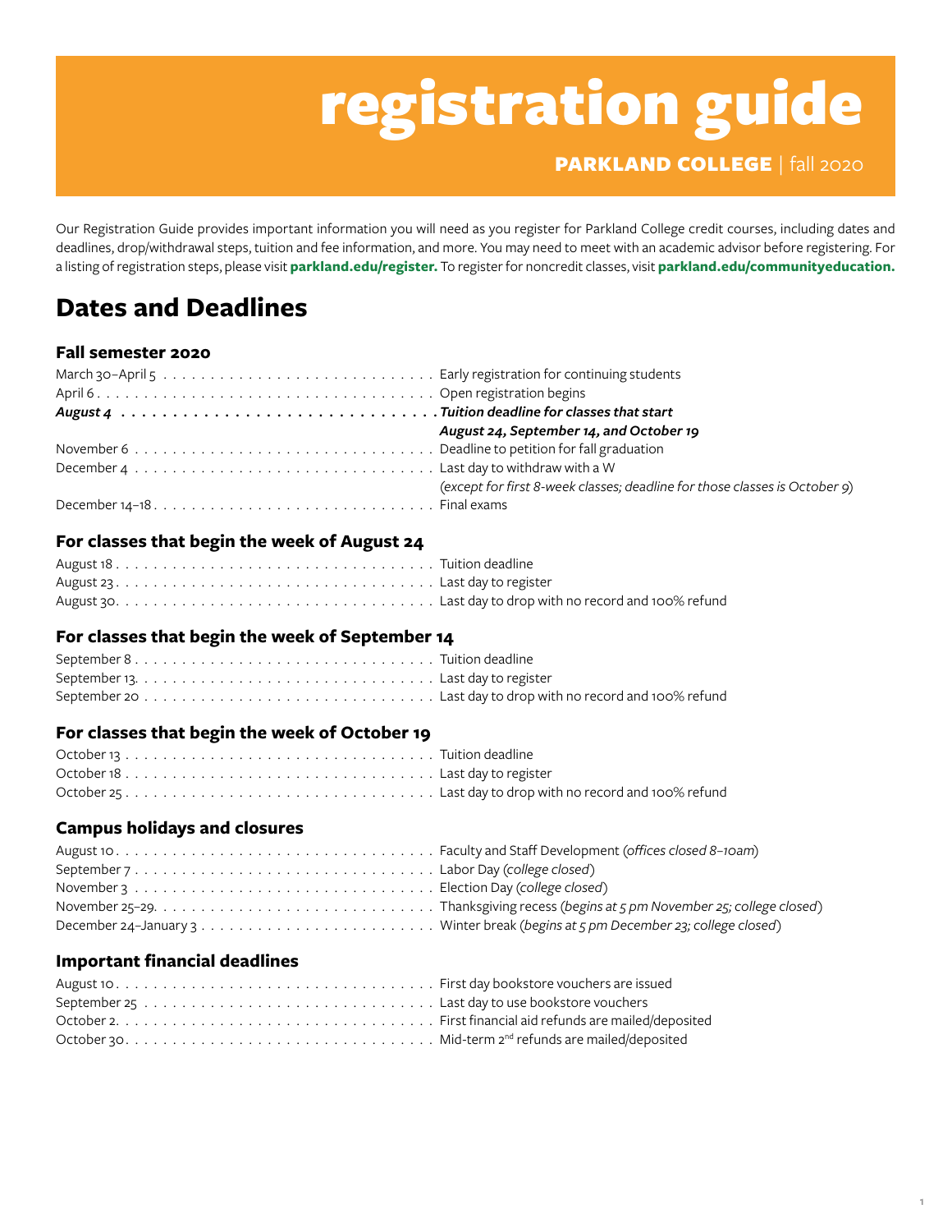# registration guide

**PARKLAND COLLEGE** | fall 2020

Our Registration Guide provides important information you will need as you register for Parkland College credit courses, including dates and deadlines, drop/withdrawal steps, tuition and fee information, and more. You may need to meet with an academic advisor before registering. For a listing of registration steps, please visit **parkland.edu/register.** To register for noncredit classes, visit **parkland.edu/communityeducation.**

## Dates and Deadlines

### Fall semester 2020

| | |
|---|---|
| March 30–April 5 | Early registration for continuing students |
| April 6 | Open registration begins |
| ***August 4*** | ***Tuition deadline for classes that start August 24, September 14, and October 19*** |
| November 6 | Deadline to petition for fall graduation |
| December 4 | Last day to withdraw with a W *(except for first 8-week classes; deadline for those classes is October 9)* |
| December 14–18 | Final exams |

### For classes that begin the week of August 24

| | |
|---|---|
| August 18 | Tuition deadline |
| August 23 | Last day to register |
| August 30 | Last day to drop with no record and 100% refund |

### For classes that begin the week of September 14

| | |
|---|---|
| September 8 | Tuition deadline |
| September 13 | Last day to register |
| September 20 | Last day to drop with no record and 100% refund |

### For classes that begin the week of October 19

| | |
|---|---|
| October 13 | Tuition deadline |
| October 18 | Last day to register |
| October 25 | Last day to drop with no record and 100% refund |

### Campus holidays and closures

| | |
|---|---|
| August 10 | Faculty and Staff Development (*offices closed 8–10am*) |
| September 7 | Labor Day (*college closed*) |
| November 3 | Election Day (*college closed*) |
| November 25–29 | Thanksgiving recess (*begins at 5 pm November 25; college closed*) |
| December 24–January 3 | Winter break (*begins at 5 pm December 23; college closed*) |

### Important financial deadlines

| | |
|---|---|
| August 10 | First day bookstore vouchers are issued |
| September 25 | Last day to use bookstore vouchers |
| October 2 | First financial aid refunds are mailed/deposited |
| October 30 | Mid-term 2nd refunds are mailed/deposited |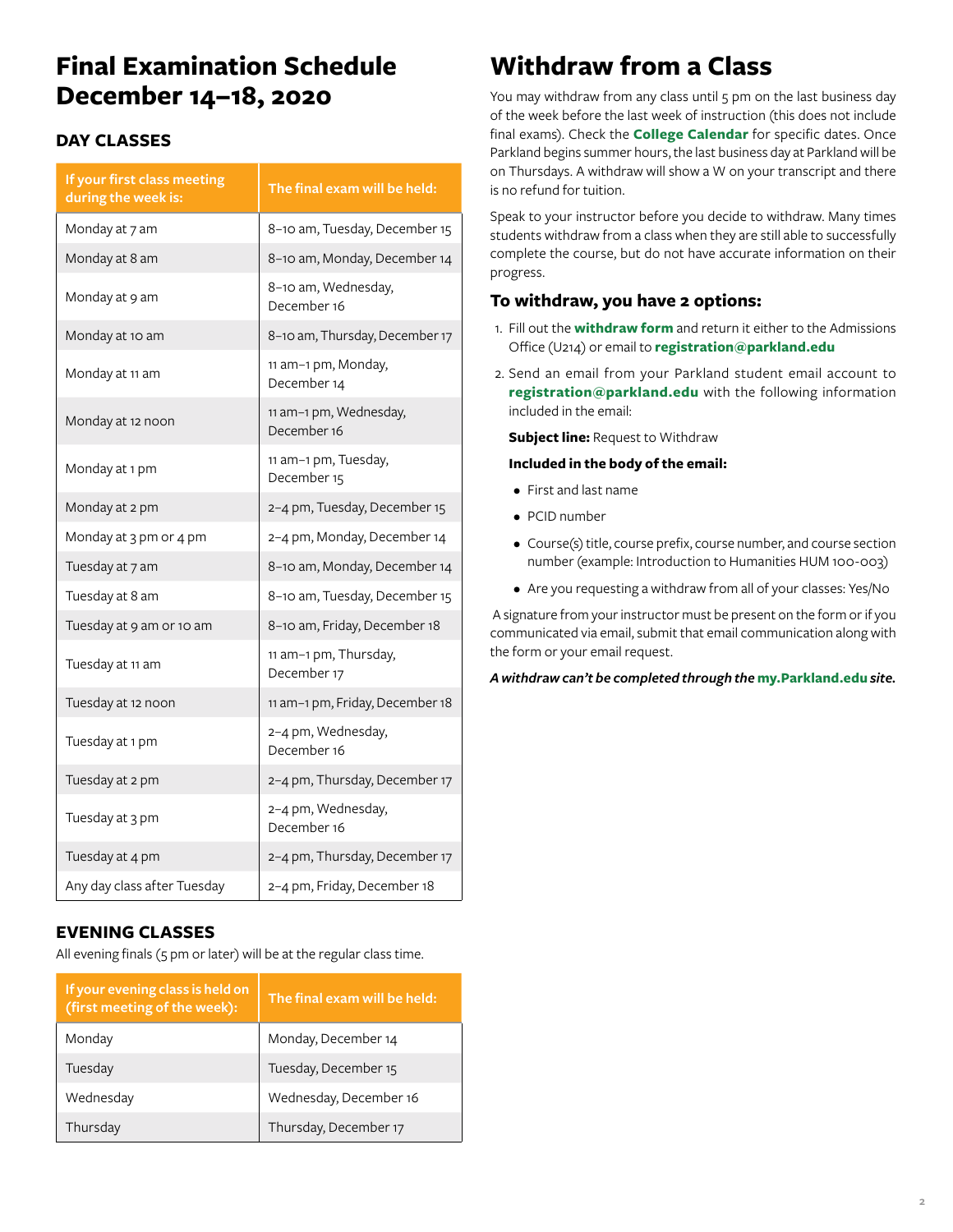# Final Examination Schedule December 14–18, 2020

## DAY CLASSES

| If your first class meeting during the week is: | The final exam will be held: |
|---|---|
| Monday at 7 am | 8–10 am, Tuesday, December 15 |
| Monday at 8 am | 8–10 am, Monday, December 14 |
| Monday at 9 am | 8–10 am, Wednesday, December 16 |
| Monday at 10 am | 8–10 am, Thursday, December 17 |
| Monday at 11 am | 11 am–1 pm, Monday, December 14 |
| Monday at 12 noon | 11 am–1 pm, Wednesday, December 16 |
| Monday at 1 pm | 11 am–1 pm, Tuesday, December 15 |
| Monday at 2 pm | 2–4 pm, Tuesday, December 15 |
| Monday at 3 pm or 4 pm | 2–4 pm, Monday, December 14 |
| Tuesday at 7 am | 8–10 am, Monday, December 14 |
| Tuesday at 8 am | 8–10 am, Tuesday, December 15 |
| Tuesday at 9 am or 10 am | 8–10 am, Friday, December 18 |
| Tuesday at 11 am | 11 am–1 pm, Thursday, December 17 |
| Tuesday at 12 noon | 11 am–1 pm, Friday, December 18 |
| Tuesday at 1 pm | 2–4 pm, Wednesday, December 16 |
| Tuesday at 2 pm | 2–4 pm, Thursday, December 17 |
| Tuesday at 3 pm | 2–4 pm, Wednesday, December 16 |
| Tuesday at 4 pm | 2–4 pm, Thursday, December 17 |
| Any day class after Tuesday | 2–4 pm, Friday, December 18 |

## EVENING CLASSES

All evening finals (5 pm or later) will be at the regular class time.

| If your evening class is held on (first meeting of the week): | The final exam will be held: |
|---|---|
| Monday | Monday, December 14 |
| Tuesday | Tuesday, December 15 |
| Wednesday | Wednesday, December 16 |
| Thursday | Thursday, December 17 |

# Withdraw from a Class

You may withdraw from any class until 5 pm on the last business day of the week before the last week of instruction (this does not include final exams). Check the **College Calendar** for specific dates. Once Parkland begins summer hours, the last business day at Parkland will be on Thursdays. A withdraw will show a W on your transcript and there is no refund for tuition.

Speak to your instructor before you decide to withdraw. Many times students withdraw from a class when they are still able to successfully complete the course, but do not have accurate information on their progress.

## To withdraw, you have 2 options:

1. Fill out the **withdraw form** and return it either to the Admissions Office (U214) or email to **registration@parkland.edu**
2. Send an email from your Parkland student email account to **registration@parkland.edu** with the following information included in the email:

   **Subject line:** Request to Withdraw

   **Included in the body of the email:**

   - First and last name
   - PCID number
   - Course(s) title, course prefix, course number, and course section number (example: Introduction to Humanities HUM 100-003)
   - Are you requesting a withdraw from all of your classes: Yes/No

A signature from your instructor must be present on the form or if you communicated via email, submit that email communication along with the form or your email request.

***A withdraw can't be completed through the* my.Parkland.edu *site.***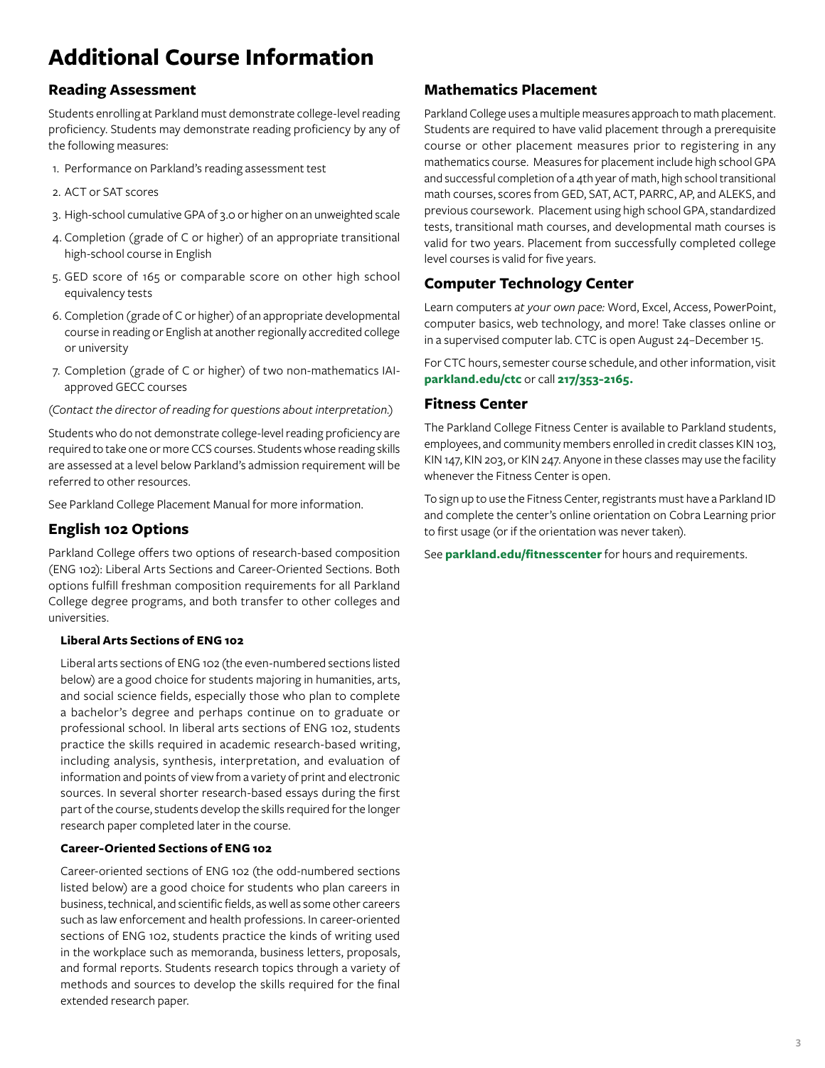# Additional Course Information

## Reading Assessment

Students enrolling at Parkland must demonstrate college-level reading proficiency. Students may demonstrate reading proficiency by any of the following measures:

1. Performance on Parkland's reading assessment test
2. ACT or SAT scores
3. High-school cumulative GPA of 3.0 or higher on an unweighted scale
4. Completion (grade of C or higher) of an appropriate transitional high-school course in English
5. GED score of 165 or comparable score on other high school equivalency tests
6. Completion (grade of C or higher) of an appropriate developmental course in reading or English at another regionally accredited college or university
7. Completion (grade of C or higher) of two non-mathematics IAI-approved GECC courses

(*Contact the director of reading for questions about interpretation.*)

Students who do not demonstrate college-level reading proficiency are required to take one or more CCS courses. Students whose reading skills are assessed at a level below Parkland's admission requirement will be referred to other resources.

See Parkland College Placement Manual for more information.

## English 102 Options

Parkland College offers two options of research-based composition (ENG 102): Liberal Arts Sections and Career-Oriented Sections. Both options fulfill freshman composition requirements for all Parkland College degree programs, and both transfer to other colleges and universities.

### Liberal Arts Sections of ENG 102

Liberal arts sections of ENG 102 (the even-numbered sections listed below) are a good choice for students majoring in humanities, arts, and social science fields, especially those who plan to complete a bachelor's degree and perhaps continue on to graduate or professional school. In liberal arts sections of ENG 102, students practice the skills required in academic research-based writing, including analysis, synthesis, interpretation, and evaluation of information and points of view from a variety of print and electronic sources. In several shorter research-based essays during the first part of the course, students develop the skills required for the longer research paper completed later in the course.

### Career-Oriented Sections of ENG 102

Career-oriented sections of ENG 102 (the odd-numbered sections listed below) are a good choice for students who plan careers in business, technical, and scientific fields, as well as some other careers such as law enforcement and health professions. In career-oriented sections of ENG 102, students practice the kinds of writing used in the workplace such as memoranda, business letters, proposals, and formal reports. Students research topics through a variety of methods and sources to develop the skills required for the final extended research paper.

## Mathematics Placement

Parkland College uses a multiple measures approach to math placement. Students are required to have valid placement through a prerequisite course or other placement measures prior to registering in any mathematics course. Measures for placement include high school GPA and successful completion of a 4th year of math, high school transitional math courses, scores from GED, SAT, ACT, PARRC, AP, and ALEKS, and previous coursework. Placement using high school GPA, standardized tests, transitional math courses, and developmental math courses is valid for two years. Placement from successfully completed college level courses is valid for five years.

## Computer Technology Center

Learn computers *at your own pace:* Word, Excel, Access, PowerPoint, computer basics, web technology, and more! Take classes online or in a supervised computer lab. CTC is open August 24–December 15.

For CTC hours, semester course schedule, and other information, visit **parkland.edu/ctc** or call **217/353-2165.**

## Fitness Center

The Parkland College Fitness Center is available to Parkland students, employees, and community members enrolled in credit classes KIN 103, KIN 147, KIN 203, or KIN 247. Anyone in these classes may use the facility whenever the Fitness Center is open.

To sign up to use the Fitness Center, registrants must have a Parkland ID and complete the center's online orientation on Cobra Learning prior to first usage (or if the orientation was never taken).

See **parkland.edu/fitnesscenter** for hours and requirements.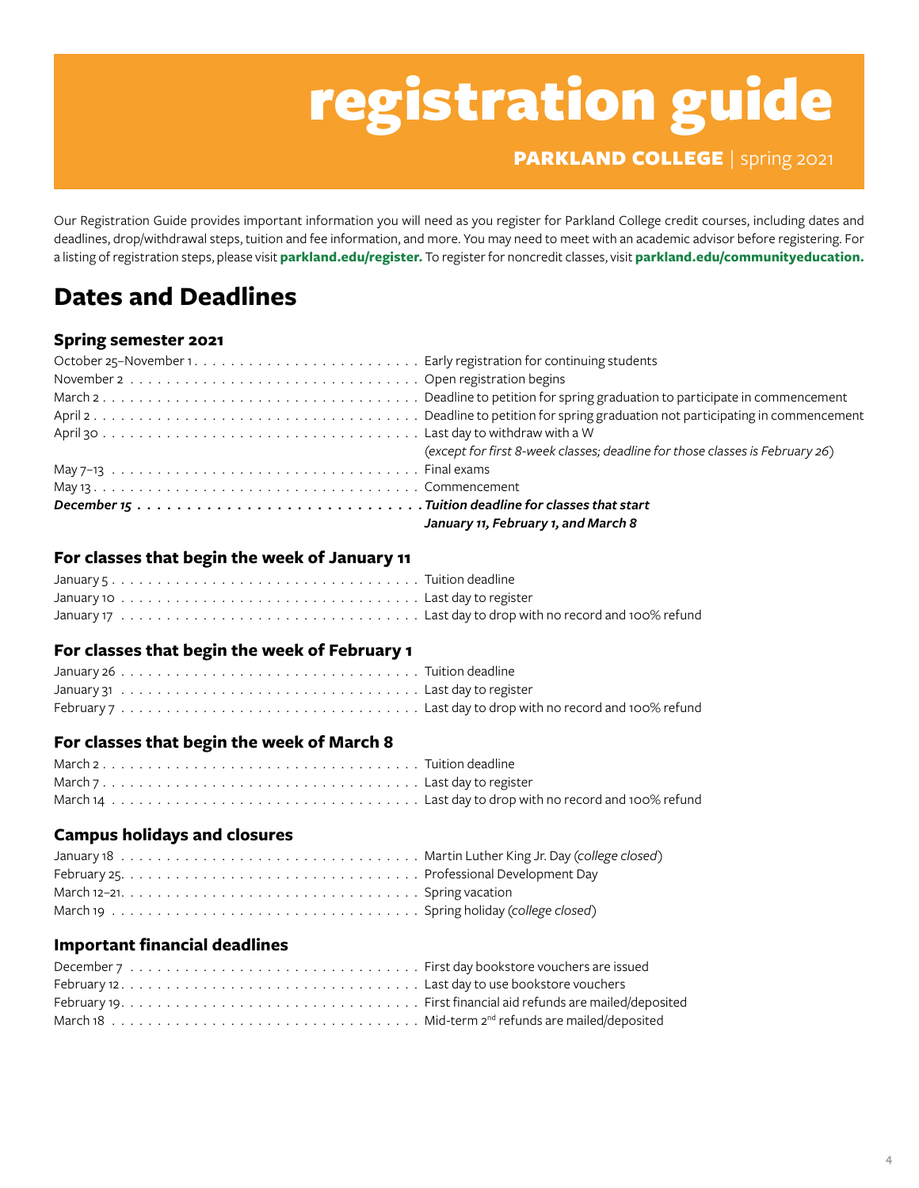# registration guide

**PARKLAND COLLEGE** | spring 2021

Our Registration Guide provides important information you will need as you register for Parkland College credit courses, including dates and deadlines, drop/withdrawal steps, tuition and fee information, and more. You may need to meet with an academic advisor before registering. For a listing of registration steps, please visit **parkland.edu/register.** To register for noncredit classes, visit **parkland.edu/communityeducation.**

## Dates and Deadlines

### Spring semester 2021

| Date | Event |
|---|---|
| October 25–November 1 | Early registration for continuing students |
| November 2 | Open registration begins |
| March 2 | Deadline to petition for spring graduation to participate in commencement |
| April 2 | Deadline to petition for spring graduation not participating in commencement |
| April 30 | Last day to withdraw with a W *(except for first 8-week classes; deadline for those classes is February 26)* |
| May 7–13 | Final exams |
| May 13 | Commencement |
| ***December 15*** | ***Tuition deadline for classes that start January 11, February 1, and March 8*** |

### For classes that begin the week of January 11

| Date | Event |
|---|---|
| January 5 | Tuition deadline |
| January 10 | Last day to register |
| January 17 | Last day to drop with no record and 100% refund |

### For classes that begin the week of February 1

| Date | Event |
|---|---|
| January 26 | Tuition deadline |
| January 31 | Last day to register |
| February 7 | Last day to drop with no record and 100% refund |

### For classes that begin the week of March 8

| Date | Event |
|---|---|
| March 2 | Tuition deadline |
| March 7 | Last day to register |
| March 14 | Last day to drop with no record and 100% refund |

### Campus holidays and closures

| Date | Event |
|---|---|
| January 18 | Martin Luther King Jr. Day (*college closed*) |
| February 25 | Professional Development Day |
| March 12–21 | Spring vacation |
| March 19 | Spring holiday (*college closed*) |

### Important financial deadlines

| Date | Event |
|---|---|
| December 7 | First day bookstore vouchers are issued |
| February 12 | Last day to use bookstore vouchers |
| February 19 | First financial aid refunds are mailed/deposited |
| March 18 | Mid-term 2nd refunds are mailed/deposited |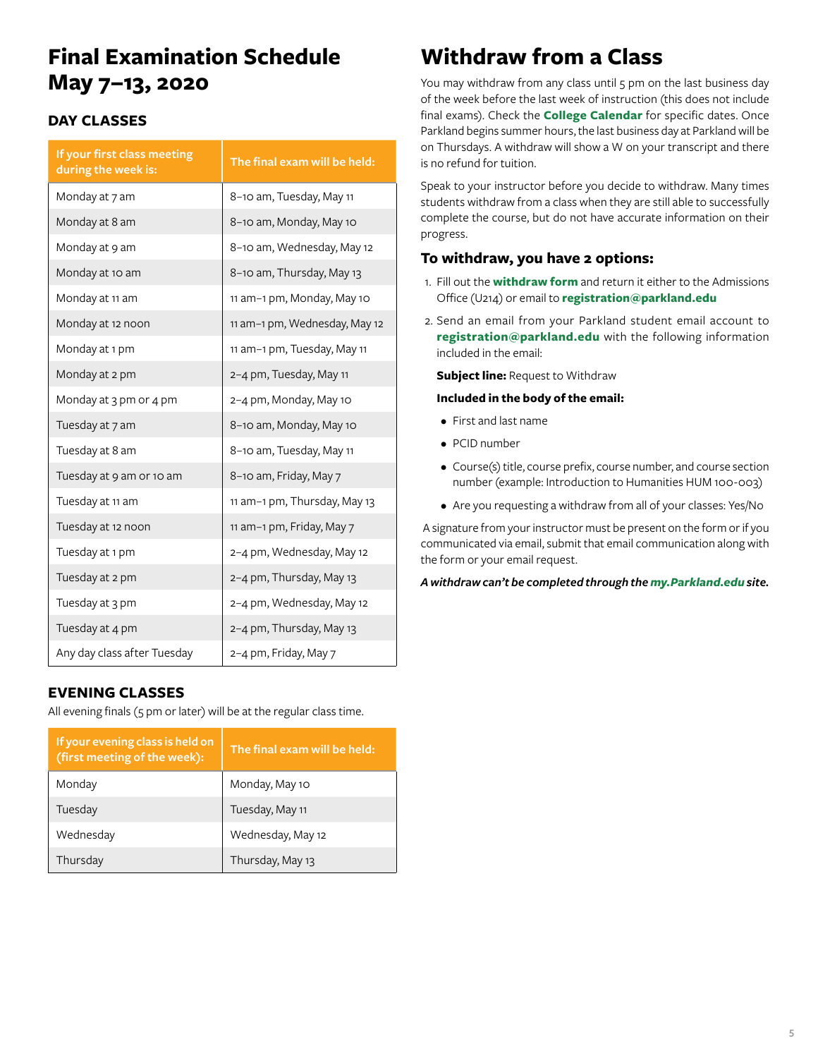# Final Examination Schedule May 7–13, 2020

## DAY CLASSES

| If your first class meeting during the week is: | The final exam will be held: |
|---|---|
| Monday at 7 am | 8–10 am, Tuesday, May 11 |
| Monday at 8 am | 8–10 am, Monday, May 10 |
| Monday at 9 am | 8–10 am, Wednesday, May 12 |
| Monday at 10 am | 8–10 am, Thursday, May 13 |
| Monday at 11 am | 11 am–1 pm, Monday, May 10 |
| Monday at 12 noon | 11 am–1 pm, Wednesday, May 12 |
| Monday at 1 pm | 11 am–1 pm, Tuesday, May 11 |
| Monday at 2 pm | 2–4 pm, Tuesday, May 11 |
| Monday at 3 pm or 4 pm | 2–4 pm, Monday, May 10 |
| Tuesday at 7 am | 8–10 am, Monday, May 10 |
| Tuesday at 8 am | 8–10 am, Tuesday, May 11 |
| Tuesday at 9 am or 10 am | 8–10 am, Friday, May 7 |
| Tuesday at 11 am | 11 am–1 pm, Thursday, May 13 |
| Tuesday at 12 noon | 11 am–1 pm, Friday, May 7 |
| Tuesday at 1 pm | 2–4 pm, Wednesday, May 12 |
| Tuesday at 2 pm | 2–4 pm, Thursday, May 13 |
| Tuesday at 3 pm | 2–4 pm, Wednesday, May 12 |
| Tuesday at 4 pm | 2–4 pm, Thursday, May 13 |
| Any day class after Tuesday | 2–4 pm, Friday, May 7 |

## EVENING CLASSES

All evening finals (5 pm or later) will be at the regular class time.

| If your evening class is held on (first meeting of the week): | The final exam will be held: |
|---|---|
| Monday | Monday, May 10 |
| Tuesday | Tuesday, May 11 |
| Wednesday | Wednesday, May 12 |
| Thursday | Thursday, May 13 |

# Withdraw from a Class

You may withdraw from any class until 5 pm on the last business day of the week before the last week of instruction (this does not include final exams). Check the **College Calendar** for specific dates. Once Parkland begins summer hours, the last business day at Parkland will be on Thursdays. A withdraw will show a W on your transcript and there is no refund for tuition.

Speak to your instructor before you decide to withdraw. Many times students withdraw from a class when they are still able to successfully complete the course, but do not have accurate information on their progress.

## To withdraw, you have 2 options:

1. Fill out the **withdraw form** and return it either to the Admissions Office (U214) or email to **registration@parkland.edu**
2. Send an email from your Parkland student email account to **registration@parkland.edu** with the following information included in the email:

   **Subject line:** Request to Withdraw

   **Included in the body of the email:**

   - First and last name
   - PCID number
   - Course(s) title, course prefix, course number, and course section number (example: Introduction to Humanities HUM 100-003)
   - Are you requesting a withdraw from all of your classes: Yes/No

A signature from your instructor must be present on the form or if you communicated via email, submit that email communication along with the form or your email request.

***A withdraw can't be completed through the my.Parkland.edu site.***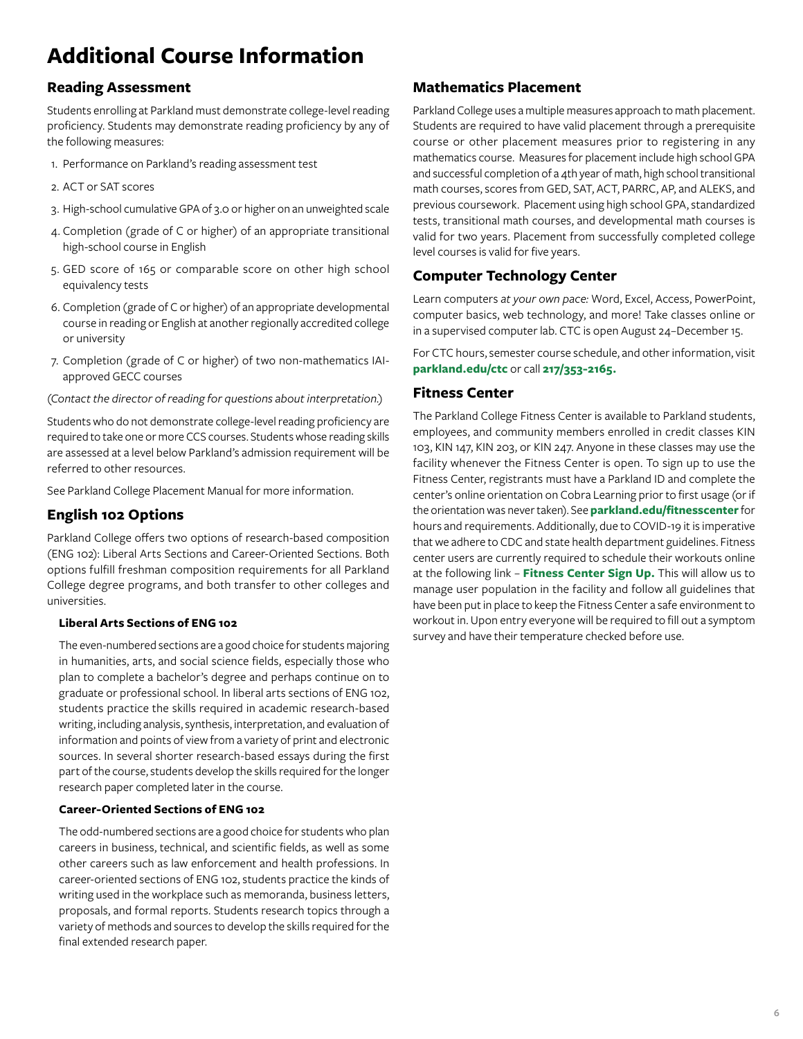# Additional Course Information

## Reading Assessment

Students enrolling at Parkland must demonstrate college-level reading proficiency. Students may demonstrate reading proficiency by any of the following measures:

1. Performance on Parkland's reading assessment test
2. ACT or SAT scores
3. High-school cumulative GPA of 3.0 or higher on an unweighted scale
4. Completion (grade of C or higher) of an appropriate transitional high-school course in English
5. GED score of 165 or comparable score on other high school equivalency tests
6. Completion (grade of C or higher) of an appropriate developmental course in reading or English at another regionally accredited college or university
7. Completion (grade of C or higher) of two non-mathematics IAI-approved GECC courses

(*Contact the director of reading for questions about interpretation.*)

Students who do not demonstrate college-level reading proficiency are required to take one or more CCS courses. Students whose reading skills are assessed at a level below Parkland's admission requirement will be referred to other resources.

See Parkland College Placement Manual for more information.

## English 102 Options

Parkland College offers two options of research-based composition (ENG 102): Liberal Arts Sections and Career-Oriented Sections. Both options fulfill freshman composition requirements for all Parkland College degree programs, and both transfer to other colleges and universities.

### Liberal Arts Sections of ENG 102

The even-numbered sections are a good choice for students majoring in humanities, arts, and social science fields, especially those who plan to complete a bachelor's degree and perhaps continue on to graduate or professional school. In liberal arts sections of ENG 102, students practice the skills required in academic research-based writing, including analysis, synthesis, interpretation, and evaluation of information and points of view from a variety of print and electronic sources. In several shorter research-based essays during the first part of the course, students develop the skills required for the longer research paper completed later in the course.

### Career-Oriented Sections of ENG 102

The odd-numbered sections are a good choice for students who plan careers in business, technical, and scientific fields, as well as some other careers such as law enforcement and health professions. In career-oriented sections of ENG 102, students practice the kinds of writing used in the workplace such as memoranda, business letters, proposals, and formal reports. Students research topics through a variety of methods and sources to develop the skills required for the final extended research paper.

## Mathematics Placement

Parkland College uses a multiple measures approach to math placement. Students are required to have valid placement through a prerequisite course or other placement measures prior to registering in any mathematics course. Measures for placement include high school GPA and successful completion of a 4th year of math, high school transitional math courses, scores from GED, SAT, ACT, PARRC, AP, and ALEKS, and previous coursework. Placement using high school GPA, standardized tests, transitional math courses, and developmental math courses is valid for two years. Placement from successfully completed college level courses is valid for five years.

## Computer Technology Center

Learn computers *at your own pace:* Word, Excel, Access, PowerPoint, computer basics, web technology, and more! Take classes online or in a supervised computer lab. CTC is open August 24–December 15.

For CTC hours, semester course schedule, and other information, visit **parkland.edu/ctc** or call **217/353-2165.**

## Fitness Center

The Parkland College Fitness Center is available to Parkland students, employees, and community members enrolled in credit classes KIN 103, KIN 147, KIN 203, or KIN 247. Anyone in these classes may use the facility whenever the Fitness Center is open. To sign up to use the Fitness Center, registrants must have a Parkland ID and complete the center's online orientation on Cobra Learning prior to first usage (or if the orientation was never taken). See **parkland.edu/fitnesscenter** for hours and requirements. Additionally, due to COVID-19 it is imperative that we adhere to CDC and state health department guidelines. Fitness center users are currently required to schedule their workouts online at the following link – **Fitness Center Sign Up.** This will allow us to manage user population in the facility and follow all guidelines that have been put in place to keep the Fitness Center a safe environment to workout in. Upon entry everyone will be required to fill out a symptom survey and have their temperature checked before use.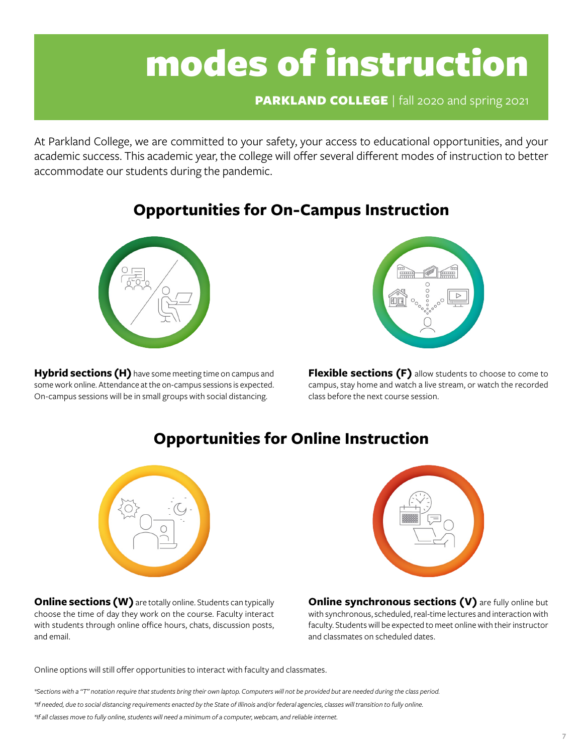# modes of instruction

**PARKLAND COLLEGE** | fall 2020 and spring 2021

At Parkland College, we are committed to your safety, your access to educational opportunities, and your academic success. This academic year, the college will offer several different modes of instruction to better accommodate our students during the pandemic.

## Opportunities for On-Campus Instruction

**Hybrid sections (H)** have some meeting time on campus and some work online. Attendance at the on-campus sessions is expected. On-campus sessions will be in small groups with social distancing.

**Flexible sections (F)** allow students to choose to come to campus, stay home and watch a live stream, or watch the recorded class before the next course session.

## Opportunities for Online Instruction

**Online sections (W)** are totally online. Students can typically choose the time of day they work on the course. Faculty interact with students through online office hours, chats, discussion posts, and email.

**Online synchronous sections (V)** are fully online but with synchronous, scheduled, real-time lectures and interaction with faculty. Students will be expected to meet online with their instructor and classmates on scheduled dates.

Online options will still offer opportunities to interact with faculty and classmates.

*\*Sections with a "T" notation require that students bring their own laptop. Computers will not be provided but are needed during the class period.*

*\*If needed, due to social distancing requirements enacted by the State of Illinois and/or federal agencies, classes will transition to fully online.*

*\*If all classes move to fully online, students will need a minimum of a computer, webcam, and reliable internet.*